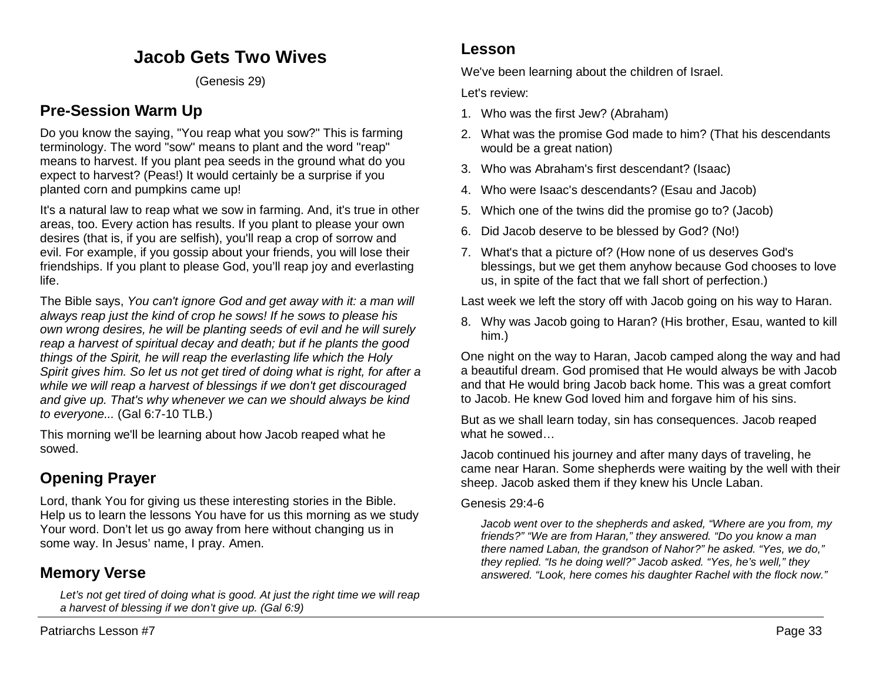# Jacob Gets Two Wives

(Genesis 29)

## Pre-Session Warm Up

Do you know the saying, "You reap what you sow?" This is farming terminology. The word "sow" means to plant and the word "reap" means to harvest. If you plant pea seeds in the ground what do you expect to harvest? (Peas!) It would certainly be a surprise if you planted corn and pumpkins came up!

It's a natural law to reap what we sow in farming. And, it's true in other areas, too. Every action has results. If you plant to please your own desires (that is, if you are selfish), you'll reap a crop of sorrow and evil. For example, if you gossip about your friends, you will lose their friendships. If you plant to please God, you'll reap joy and everlasting life.

The Bible says, *You can't ignore God and get away with it: a man will always reap just the kind of crop he sows! If he sows to please his own wrong desires, he will be planting seeds of evil and he will surely reap a harvest of spiritual decay and death; but if he plants the good things of the Spirit, he will reap the everlasting life which the Holy Spirit gives him. So let us not get tired of doing what is right, for after a while we will reap a harvest of blessings if we don't get discouraged and give up. That's why whenever we can we should always be kind to everyone...* (Gal 6:7-10 TLB.)

This morning we'll be learning about how Jacob reaped what he sowed.

## Opening Prayer

Lord, thank You for giving us these interesting stories in the Bible. Help us to learn the lessons You have for us this morning as we study Your word. Don't let us go away from here without changing us in some way. In Jesus' name, I pray. Amen.

## Memory Verse

> *Let's not get tired of doing what is good. At just the right time we will reap a harvest of blessing if we don't give up. (Gal 6:9)*

## Lesson

We've been learning about the children of Israel.

Let's review:

1. Who was the first Jew? (Abraham)
2. What was the promise God made to him? (That his descendants would be a great nation)
3. Who was Abraham's first descendant? (Isaac)
4. Who were Isaac's descendants? (Esau and Jacob)
5. Which one of the twins did the promise go to? (Jacob)
6. Did Jacob deserve to be blessed by God? (No!)
7. What's that a picture of? (How none of us deserves God's blessings, but we get them anyhow because God chooses to love us, in spite of the fact that we fall short of perfection.)

Last week we left the story off with Jacob going on his way to Haran.

8. Why was Jacob going to Haran? (His brother, Esau, wanted to kill him.)

One night on the way to Haran, Jacob camped along the way and had a beautiful dream. God promised that He would always be with Jacob and that He would bring Jacob back home. This was a great comfort to Jacob. He knew God loved him and forgave him of his sins.

But as we shall learn today, sin has consequences. Jacob reaped what he sowed…

Jacob continued his journey and after many days of traveling, he came near Haran. Some shepherds were waiting by the well with their sheep. Jacob asked them if they knew his Uncle Laban.

Genesis 29:4-6

> *Jacob went over to the shepherds and asked, "Where are you from, my friends?" "We are from Haran," they answered. "Do you know a man there named Laban, the grandson of Nahor?" he asked. "Yes, we do," they replied. "Is he doing well?" Jacob asked. "Yes, he's well," they answered. "Look, here comes his daughter Rachel with the flock now."*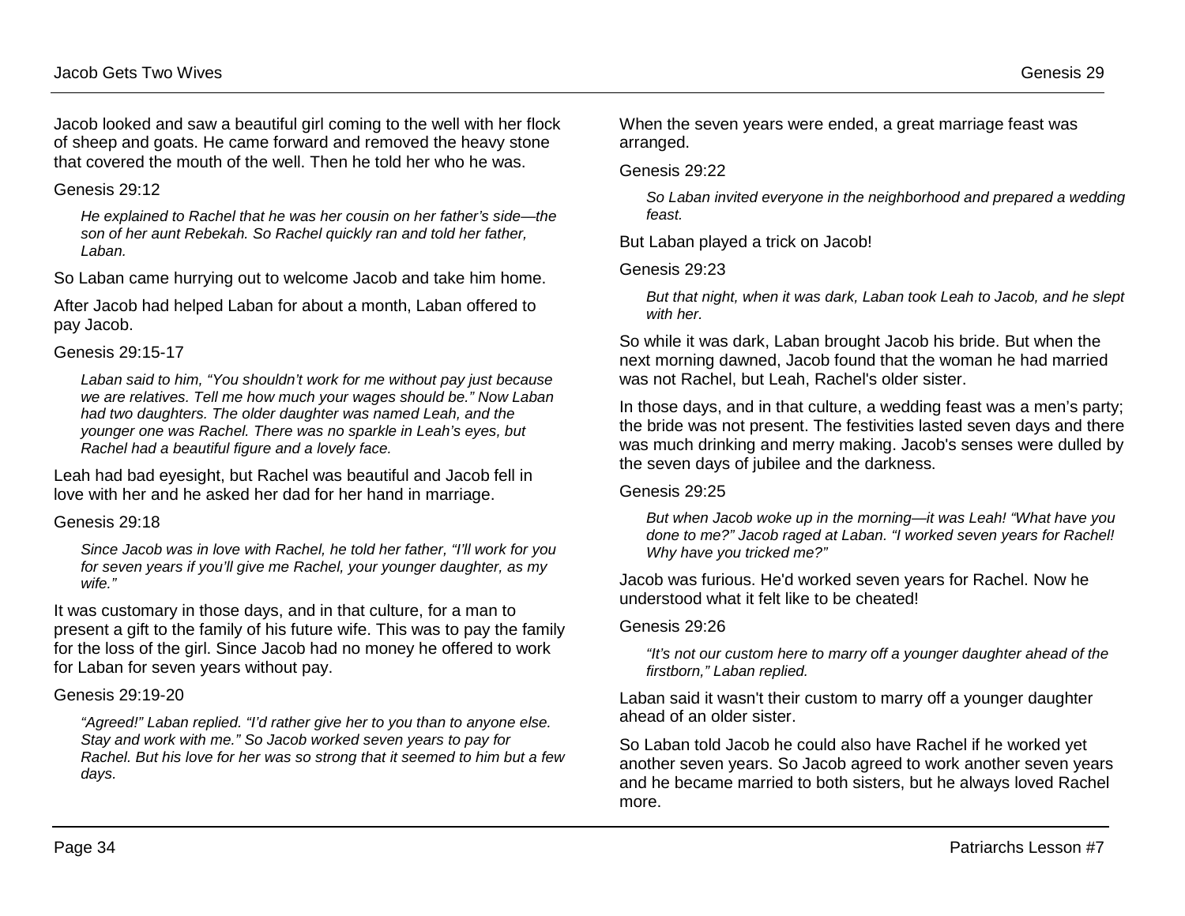Jacob looked and saw a beautiful girl coming to the well with her flock of sheep and goats. He came forward and removed the heavy stone that covered the mouth of the well. Then he told her who he was.

Genesis 29:12

> *He explained to Rachel that he was her cousin on her father's side—the son of her aunt Rebekah. So Rachel quickly ran and told her father, Laban.*

So Laban came hurrying out to welcome Jacob and take him home.

After Jacob had helped Laban for about a month, Laban offered to pay Jacob.

Genesis 29:15-17

> *Laban said to him, "You shouldn't work for me without pay just because we are relatives. Tell me how much your wages should be." Now Laban had two daughters. The older daughter was named Leah, and the younger one was Rachel. There was no sparkle in Leah's eyes, but Rachel had a beautiful figure and a lovely face.*

Leah had bad eyesight, but Rachel was beautiful and Jacob fell in love with her and he asked her dad for her hand in marriage.

Genesis 29:18

> *Since Jacob was in love with Rachel, he told her father, "I'll work for you for seven years if you'll give me Rachel, your younger daughter, as my wife."*

It was customary in those days, and in that culture, for a man to present a gift to the family of his future wife. This was to pay the family for the loss of the girl. Since Jacob had no money he offered to work for Laban for seven years without pay.

Genesis 29:19-20

> *"Agreed!" Laban replied. "I'd rather give her to you than to anyone else. Stay and work with me." So Jacob worked seven years to pay for Rachel. But his love for her was so strong that it seemed to him but a few days.*

When the seven years were ended, a great marriage feast was arranged.

Genesis 29:22

> *So Laban invited everyone in the neighborhood and prepared a wedding feast.*

But Laban played a trick on Jacob!

Genesis 29:23

> *But that night, when it was dark, Laban took Leah to Jacob, and he slept with her.*

So while it was dark, Laban brought Jacob his bride. But when the next morning dawned, Jacob found that the woman he had married was not Rachel, but Leah, Rachel's older sister.

In those days, and in that culture, a wedding feast was a men's party; the bride was not present. The festivities lasted seven days and there was much drinking and merry making. Jacob's senses were dulled by the seven days of jubilee and the darkness.

Genesis 29:25

> *But when Jacob woke up in the morning—it was Leah! "What have you done to me?" Jacob raged at Laban. "I worked seven years for Rachel! Why have you tricked me?"*

Jacob was furious. He'd worked seven years for Rachel. Now he understood what it felt like to be cheated!

Genesis 29:26

> *"It's not our custom here to marry off a younger daughter ahead of the firstborn," Laban replied.*

Laban said it wasn't their custom to marry off a younger daughter ahead of an older sister.

So Laban told Jacob he could also have Rachel if he worked yet another seven years. So Jacob agreed to work another seven years and he became married to both sisters, but he always loved Rachel more.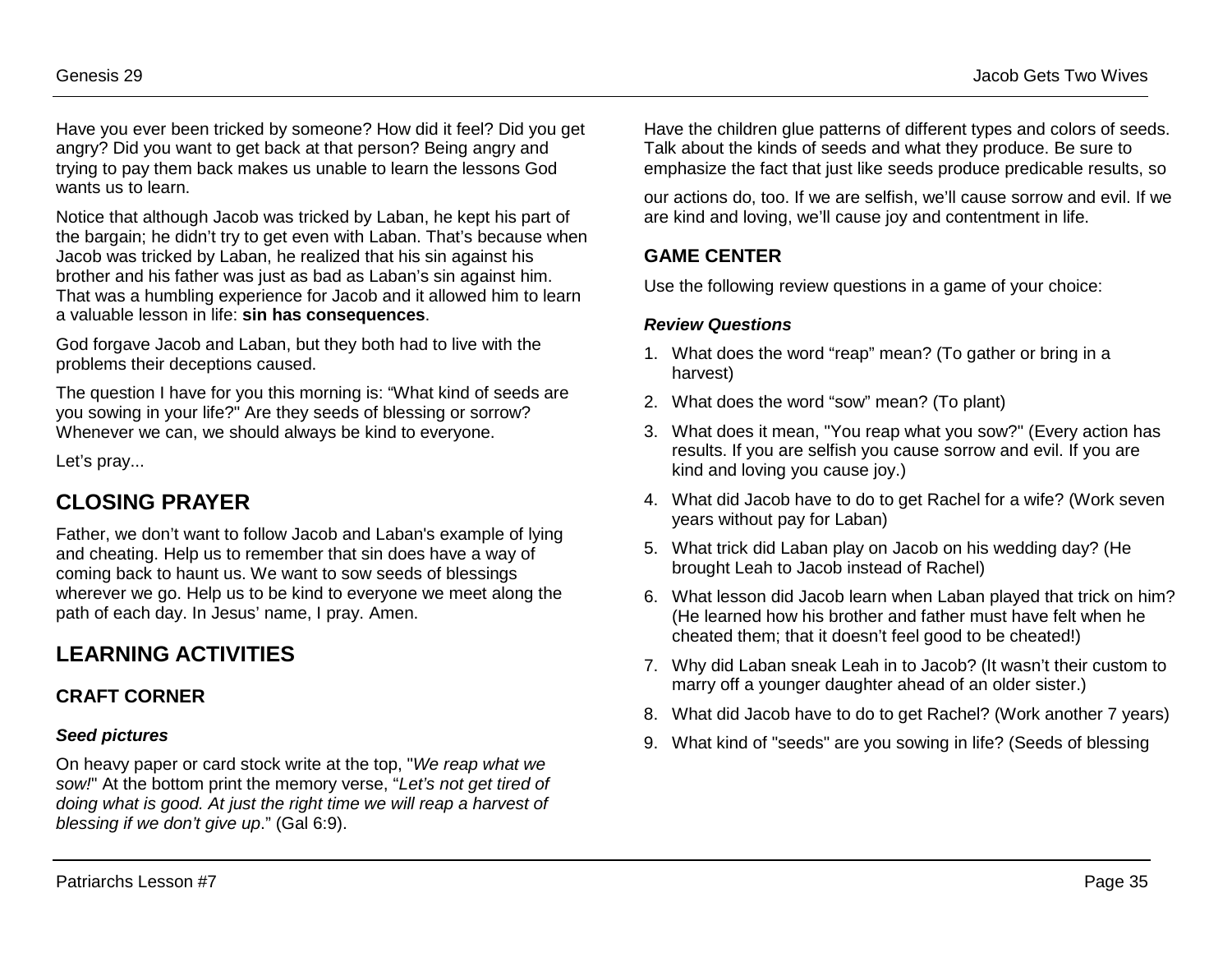Have you ever been tricked by someone? How did it feel? Did you get angry? Did you want to get back at that person? Being angry and trying to pay them back makes us unable to learn the lessons God wants us to learn.

Notice that although Jacob was tricked by Laban, he kept his part of the bargain; he didn't try to get even with Laban. That's because when Jacob was tricked by Laban, he realized that his sin against his brother and his father was just as bad as Laban's sin against him. That was a humbling experience for Jacob and it allowed him to learn a valuable lesson in life: **sin has consequences**.

God forgave Jacob and Laban, but they both had to live with the problems their deceptions caused.

The question I have for you this morning is: "What kind of seeds are you sowing in your life?" Are they seeds of blessing or sorrow? Whenever we can, we should always be kind to everyone.

Let's pray...

# CLOSING PRAYER

Father, we don't want to follow Jacob and Laban's example of lying and cheating. Help us to remember that sin does have a way of coming back to haunt us. We want to sow seeds of blessings wherever we go. Help us to be kind to everyone we meet along the path of each day. In Jesus' name, I pray. Amen.

# LEARNING ACTIVITIES

## CRAFT CORNER

### *Seed pictures*

On heavy paper or card stock write at the top, "*We reap what we sow!*" At the bottom print the memory verse, "*Let's not get tired of doing what is good. At just the right time we will reap a harvest of blessing if we don't give up*." (Gal 6:9).

Have the children glue patterns of different types and colors of seeds. Talk about the kinds of seeds and what they produce. Be sure to emphasize the fact that just like seeds produce predicable results, so our actions do, too. If we are selfish, we'll cause sorrow and evil. If we are kind and loving, we'll cause joy and contentment in life.

## GAME CENTER

Use the following review questions in a game of your choice:

### *Review Questions*

1. What does the word "reap" mean? (To gather or bring in a harvest)
2. What does the word "sow" mean? (To plant)
3. What does it mean, "You reap what you sow?" (Every action has results. If you are selfish you cause sorrow and evil. If you are kind and loving you cause joy.)
4. What did Jacob have to do to get Rachel for a wife? (Work seven years without pay for Laban)
5. What trick did Laban play on Jacob on his wedding day? (He brought Leah to Jacob instead of Rachel)
6. What lesson did Jacob learn when Laban played that trick on him? (He learned how his brother and father must have felt when he cheated them; that it doesn't feel good to be cheated!)
7. Why did Laban sneak Leah in to Jacob? (It wasn't their custom to marry off a younger daughter ahead of an older sister.)
8. What did Jacob have to do to get Rachel? (Work another 7 years)
9. What kind of "seeds" are you sowing in life? (Seeds of blessing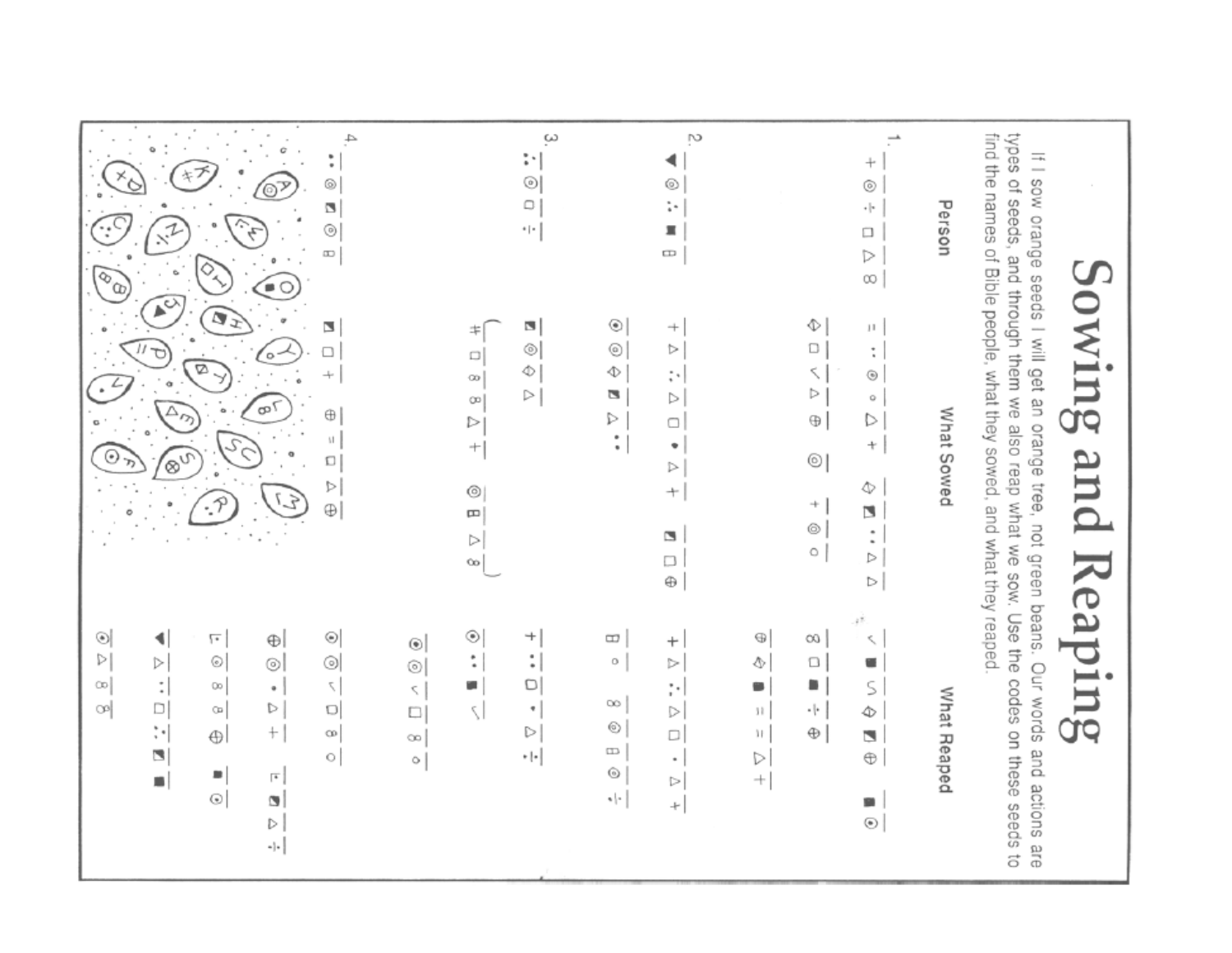# Sowing and Reaping

If I sow orange seeds I will get an orange tree, not green beans. Our words and actions are types of seeds, and through them we also reap what we sow. Use the codes on these seeds to find the names of Bible people, what they sowed, and what they reaped.

| | Person | What Sowed | What Reaped |
|---|---|---|---|
| 1. | ___ ___ ___ ___ ___ ___ | ___ ___ ___ ___ ___ ___ &nbsp; ___ ___ ___ ___ ___ ___ ___ &nbsp; ___ ___ ___ | ___ ___ ___ ___ ___ ___ &nbsp; ___ ___ &nbsp; ___ ___ ___ ___ ___ ___ ___ |
| 2. | ___ ___ ___ ___ ___ | ___ ___ ___ ___ ___ ___ ___ ___ &nbsp; ___ ___ ___ &nbsp; ___ ___ ___ ___ ___ ___ | ___ ___ ___ ___ ___ ___ ___ ___ &nbsp; ___ ___ &nbsp; ___ ___ ___ ___ ___ |
| 3. | ___ ___ ___ ___ | ___ ___ ___ ___ &nbsp; (___ ___ ___ ___ ___ ___ &nbsp; ___ ___ ___ ___) | ___ ___ ___ ___ ___ ___ &nbsp; ___ ___ ___ ___ ___ ___ &nbsp; ___ ___ ___ ___ ___ |
| 4. | ___ ___ ___ ___ ___ | ___ ___ ___ &nbsp; ___ ___ ___ ___ ___ | ___ ___ ___ ___ ___ ___ &nbsp; ___ ___ ___ ___ ___ ___ ___ &nbsp; ___ ___ &nbsp; ___ ___ ___ ___ ___ ___ ___ &nbsp; ___ ___ ___ ___ |

Seed code key: A, B, C, D, E, F, G, H, I, K, L, M, N, O, P, R, S, SC, T, U, V, W, Y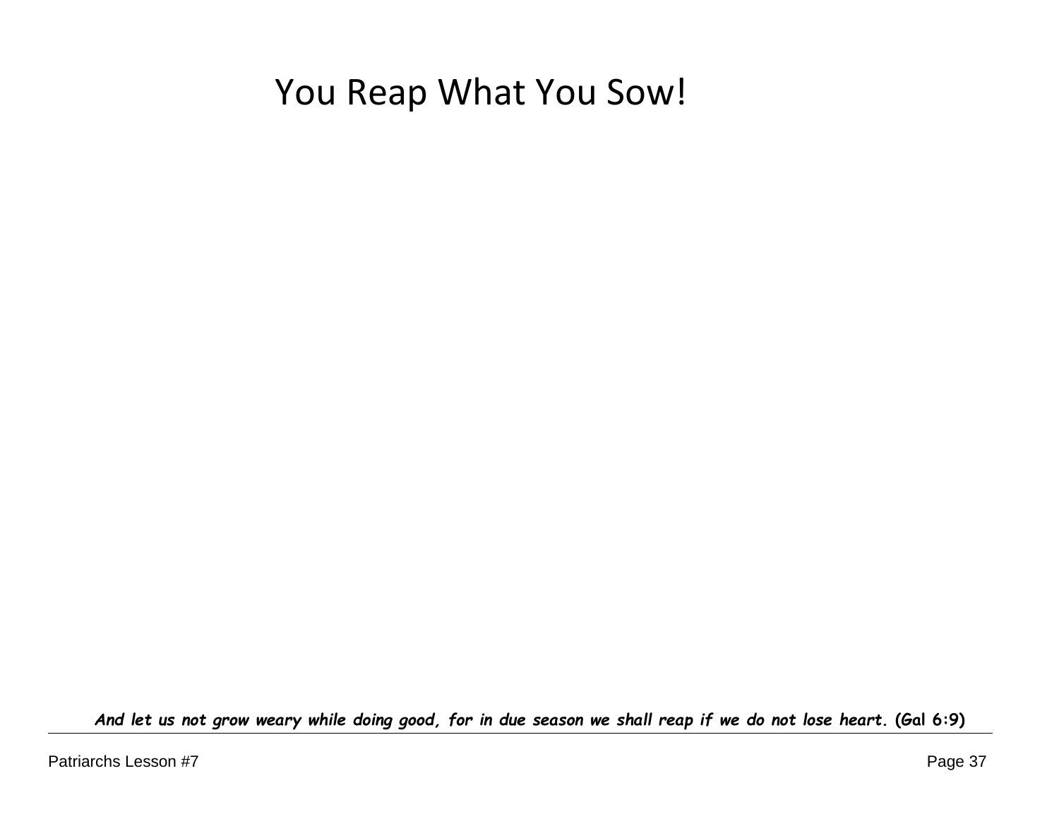# You Reap What You Sow!

***And let us not grow weary while doing good, for in due season we shall reap if we do not lose heart.* (Gal 6:9)**